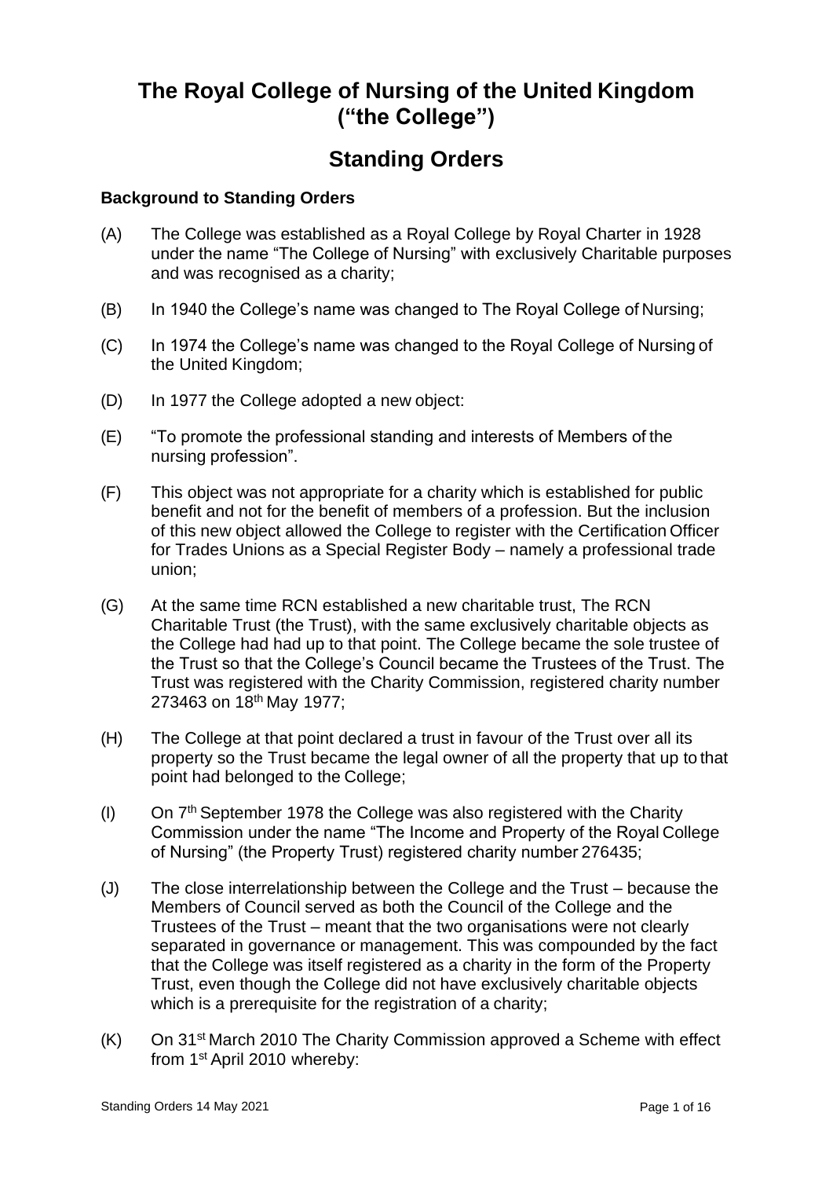# The Royal College of Nursing of the United Kingdom ("the College")

## Standing Orders

**Background to Standing Orders**

(A) The College was established as a Royal College by Royal Charter in 1928 under the name "The College of Nursing" with exclusively Charitable purposes and was recognised as a charity;

(B) In 1940 the College's name was changed to The Royal College of Nursing;

(C) In 1974 the College's name was changed to the Royal College of Nursing of the United Kingdom;

(D) In 1977 the College adopted a new object:

(E) "To promote the professional standing and interests of Members of the nursing profession".

(F) This object was not appropriate for a charity which is established for public benefit and not for the benefit of members of a profession. But the inclusion of this new object allowed the College to register with the Certification Officer for Trades Unions as a Special Register Body – namely a professional trade union;

(G) At the same time RCN established a new charitable trust, The RCN Charitable Trust (the Trust), with the same exclusively charitable objects as the College had had up to that point. The College became the sole trustee of the Trust so that the College's Council became the Trustees of the Trust. The Trust was registered with the Charity Commission, registered charity number 273463 on 18th May 1977;

(H) The College at that point declared a trust in favour of the Trust over all its property so the Trust became the legal owner of all the property that up to that point had belonged to the College;

(I) On 7th September 1978 the College was also registered with the Charity Commission under the name "The Income and Property of the Royal College of Nursing" (the Property Trust) registered charity number 276435;

(J) The close interrelationship between the College and the Trust – because the Members of Council served as both the Council of the College and the Trustees of the Trust – meant that the two organisations were not clearly separated in governance or management. This was compounded by the fact that the College was itself registered as a charity in the form of the Property Trust, even though the College did not have exclusively charitable objects which is a prerequisite for the registration of a charity;

(K) On 31st March 2010 The Charity Commission approved a Scheme with effect from 1st April 2010 whereby: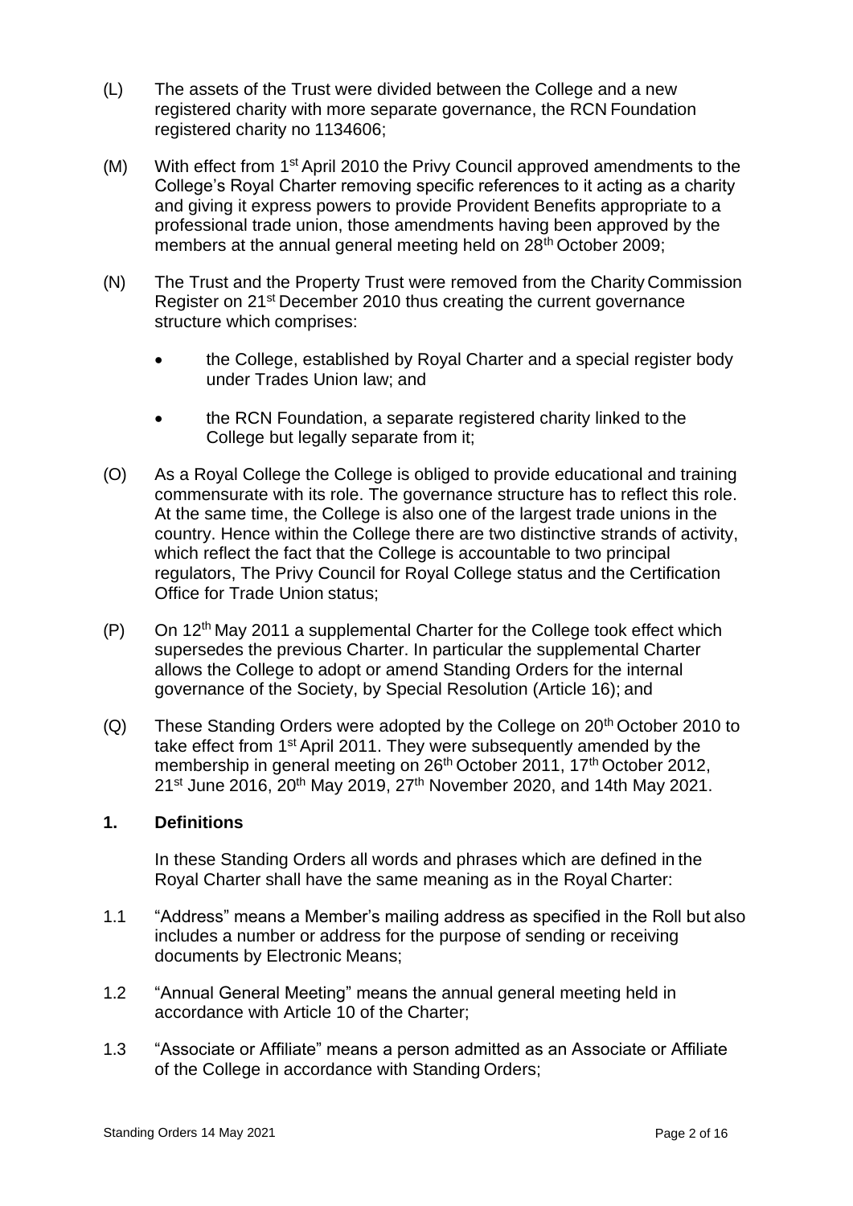(L) The assets of the Trust were divided between the College and a new registered charity with more separate governance, the RCN Foundation registered charity no 1134606;

(M) With effect from 1st April 2010 the Privy Council approved amendments to the College's Royal Charter removing specific references to it acting as a charity and giving it express powers to provide Provident Benefits appropriate to a professional trade union, those amendments having been approved by the members at the annual general meeting held on 28th October 2009;

(N) The Trust and the Property Trust were removed from the Charity Commission Register on 21st December 2010 thus creating the current governance structure which comprises:

- the College, established by Royal Charter and a special register body under Trades Union law; and
- the RCN Foundation, a separate registered charity linked to the College but legally separate from it;

(O) As a Royal College the College is obliged to provide educational and training commensurate with its role. The governance structure has to reflect this role. At the same time, the College is also one of the largest trade unions in the country. Hence within the College there are two distinctive strands of activity, which reflect the fact that the College is accountable to two principal regulators, The Privy Council for Royal College status and the Certification Office for Trade Union status;

(P) On 12th May 2011 a supplemental Charter for the College took effect which supersedes the previous Charter. In particular the supplemental Charter allows the College to adopt or amend Standing Orders for the internal governance of the Society, by Special Resolution (Article 16); and

(Q) These Standing Orders were adopted by the College on 20th October 2010 to take effect from 1st April 2011. They were subsequently amended by the membership in general meeting on 26th October 2011, 17th October 2012, 21st June 2016, 20th May 2019, 27th November 2020, and 14th May 2021.

## 1. Definitions

In these Standing Orders all words and phrases which are defined in the Royal Charter shall have the same meaning as in the Royal Charter:

1.1 "Address" means a Member's mailing address as specified in the Roll but also includes a number or address for the purpose of sending or receiving documents by Electronic Means;

1.2 "Annual General Meeting" means the annual general meeting held in accordance with Article 10 of the Charter;

1.3 "Associate or Affiliate" means a person admitted as an Associate or Affiliate of the College in accordance with Standing Orders;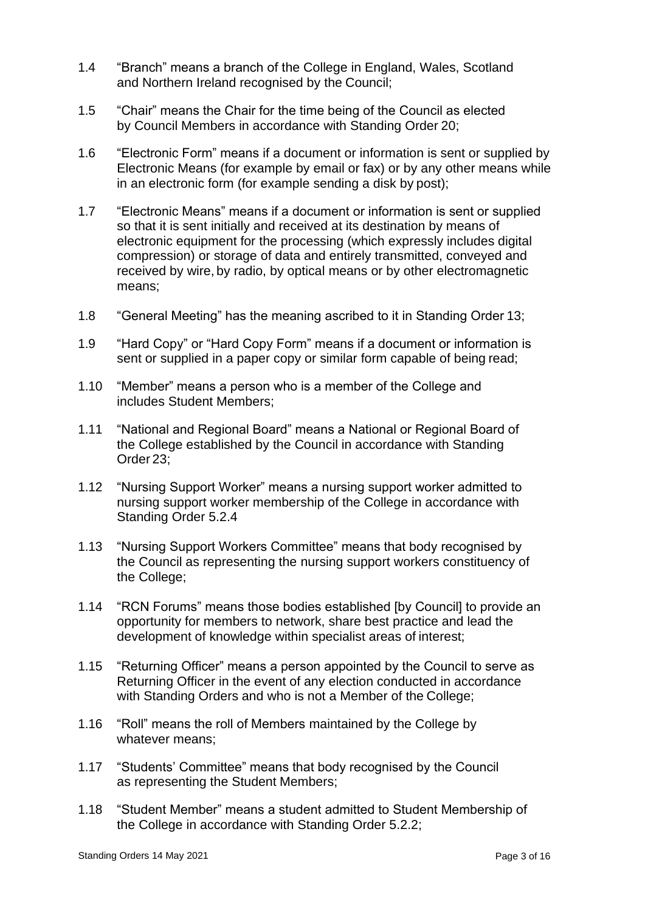1.4 "Branch" means a branch of the College in England, Wales, Scotland and Northern Ireland recognised by the Council;

1.5 "Chair" means the Chair for the time being of the Council as elected by Council Members in accordance with Standing Order 20;

1.6 "Electronic Form" means if a document or information is sent or supplied by Electronic Means (for example by email or fax) or by any other means while in an electronic form (for example sending a disk by post);

1.7 "Electronic Means" means if a document or information is sent or supplied so that it is sent initially and received at its destination by means of electronic equipment for the processing (which expressly includes digital compression) or storage of data and entirely transmitted, conveyed and received by wire, by radio, by optical means or by other electromagnetic means;

1.8 "General Meeting" has the meaning ascribed to it in Standing Order 13;

1.9 "Hard Copy" or "Hard Copy Form" means if a document or information is sent or supplied in a paper copy or similar form capable of being read;

1.10 "Member" means a person who is a member of the College and includes Student Members;

1.11 "National and Regional Board" means a National or Regional Board of the College established by the Council in accordance with Standing Order 23;

1.12 "Nursing Support Worker" means a nursing support worker admitted to nursing support worker membership of the College in accordance with Standing Order 5.2.4

1.13 "Nursing Support Workers Committee" means that body recognised by the Council as representing the nursing support workers constituency of the College;

1.14 "RCN Forums" means those bodies established [by Council] to provide an opportunity for members to network, share best practice and lead the development of knowledge within specialist areas of interest;

1.15 "Returning Officer" means a person appointed by the Council to serve as Returning Officer in the event of any election conducted in accordance with Standing Orders and who is not a Member of the College;

1.16 "Roll" means the roll of Members maintained by the College by whatever means;

1.17 "Students' Committee" means that body recognised by the Council as representing the Student Members;

1.18 "Student Member" means a student admitted to Student Membership of the College in accordance with Standing Order 5.2.2;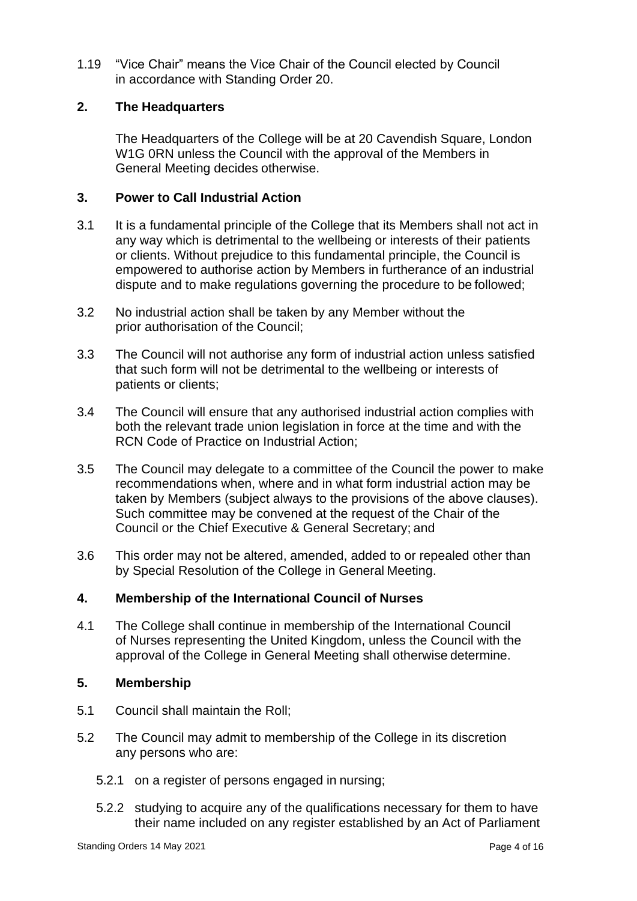1.19 "Vice Chair" means the Vice Chair of the Council elected by Council in accordance with Standing Order 20.

## 2. The Headquarters

The Headquarters of the College will be at 20 Cavendish Square, London W1G 0RN unless the Council with the approval of the Members in General Meeting decides otherwise.

## 3. Power to Call Industrial Action

3.1 It is a fundamental principle of the College that its Members shall not act in any way which is detrimental to the wellbeing or interests of their patients or clients. Without prejudice to this fundamental principle, the Council is empowered to authorise action by Members in furtherance of an industrial dispute and to make regulations governing the procedure to be followed;

3.2 No industrial action shall be taken by any Member without the prior authorisation of the Council;

3.3 The Council will not authorise any form of industrial action unless satisfied that such form will not be detrimental to the wellbeing or interests of patients or clients;

3.4 The Council will ensure that any authorised industrial action complies with both the relevant trade union legislation in force at the time and with the RCN Code of Practice on Industrial Action;

3.5 The Council may delegate to a committee of the Council the power to make recommendations when, where and in what form industrial action may be taken by Members (subject always to the provisions of the above clauses). Such committee may be convened at the request of the Chair of the Council or the Chief Executive & General Secretary; and

3.6 This order may not be altered, amended, added to or repealed other than by Special Resolution of the College in General Meeting.

## 4. Membership of the International Council of Nurses

4.1 The College shall continue in membership of the International Council of Nurses representing the United Kingdom, unless the Council with the approval of the College in General Meeting shall otherwise determine.

## 5. Membership

5.1 Council shall maintain the Roll;

5.2 The Council may admit to membership of the College in its discretion any persons who are:

- 5.2.1 on a register of persons engaged in nursing;
- 5.2.2 studying to acquire any of the qualifications necessary for them to have their name included on any register established by an Act of Parliament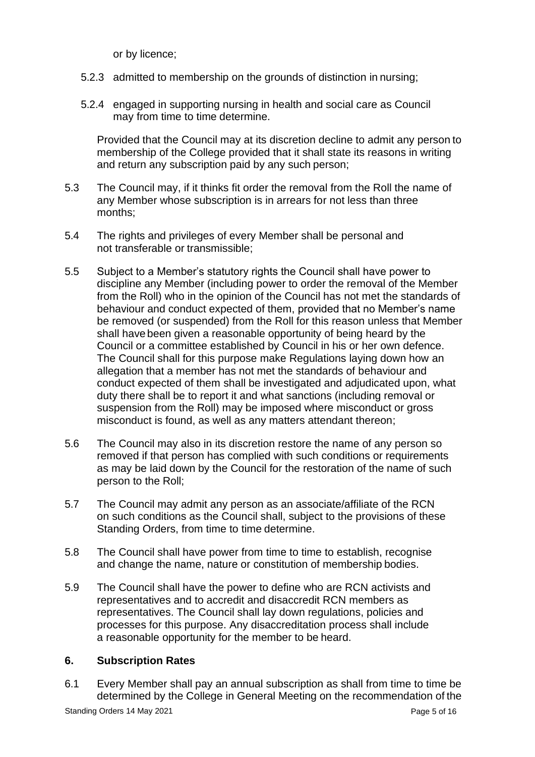or by licence;

5.2.3 admitted to membership on the grounds of distinction in nursing;

5.2.4 engaged in supporting nursing in health and social care as Council may from time to time determine.

Provided that the Council may at its discretion decline to admit any person to membership of the College provided that it shall state its reasons in writing and return any subscription paid by any such person;

5.3 The Council may, if it thinks fit order the removal from the Roll the name of any Member whose subscription is in arrears for not less than three months;

5.4 The rights and privileges of every Member shall be personal and not transferable or transmissible;

5.5 Subject to a Member's statutory rights the Council shall have power to discipline any Member (including power to order the removal of the Member from the Roll) who in the opinion of the Council has not met the standards of behaviour and conduct expected of them, provided that no Member's name be removed (or suspended) from the Roll for this reason unless that Member shall have been given a reasonable opportunity of being heard by the Council or a committee established by Council in his or her own defence. The Council shall for this purpose make Regulations laying down how an allegation that a member has not met the standards of behaviour and conduct expected of them shall be investigated and adjudicated upon, what duty there shall be to report it and what sanctions (including removal or suspension from the Roll) may be imposed where misconduct or gross misconduct is found, as well as any matters attendant thereon;

5.6 The Council may also in its discretion restore the name of any person so removed if that person has complied with such conditions or requirements as may be laid down by the Council for the restoration of the name of such person to the Roll;

5.7 The Council may admit any person as an associate/affiliate of the RCN on such conditions as the Council shall, subject to the provisions of these Standing Orders, from time to time determine.

5.8 The Council shall have power from time to time to establish, recognise and change the name, nature or constitution of membership bodies.

5.9 The Council shall have the power to define who are RCN activists and representatives and to accredit and disaccredit RCN members as representatives. The Council shall lay down regulations, policies and processes for this purpose. Any disaccreditation process shall include a reasonable opportunity for the member to be heard.

## 6. Subscription Rates

6.1 Every Member shall pay an annual subscription as shall from time to time be determined by the College in General Meeting on the recommendation of the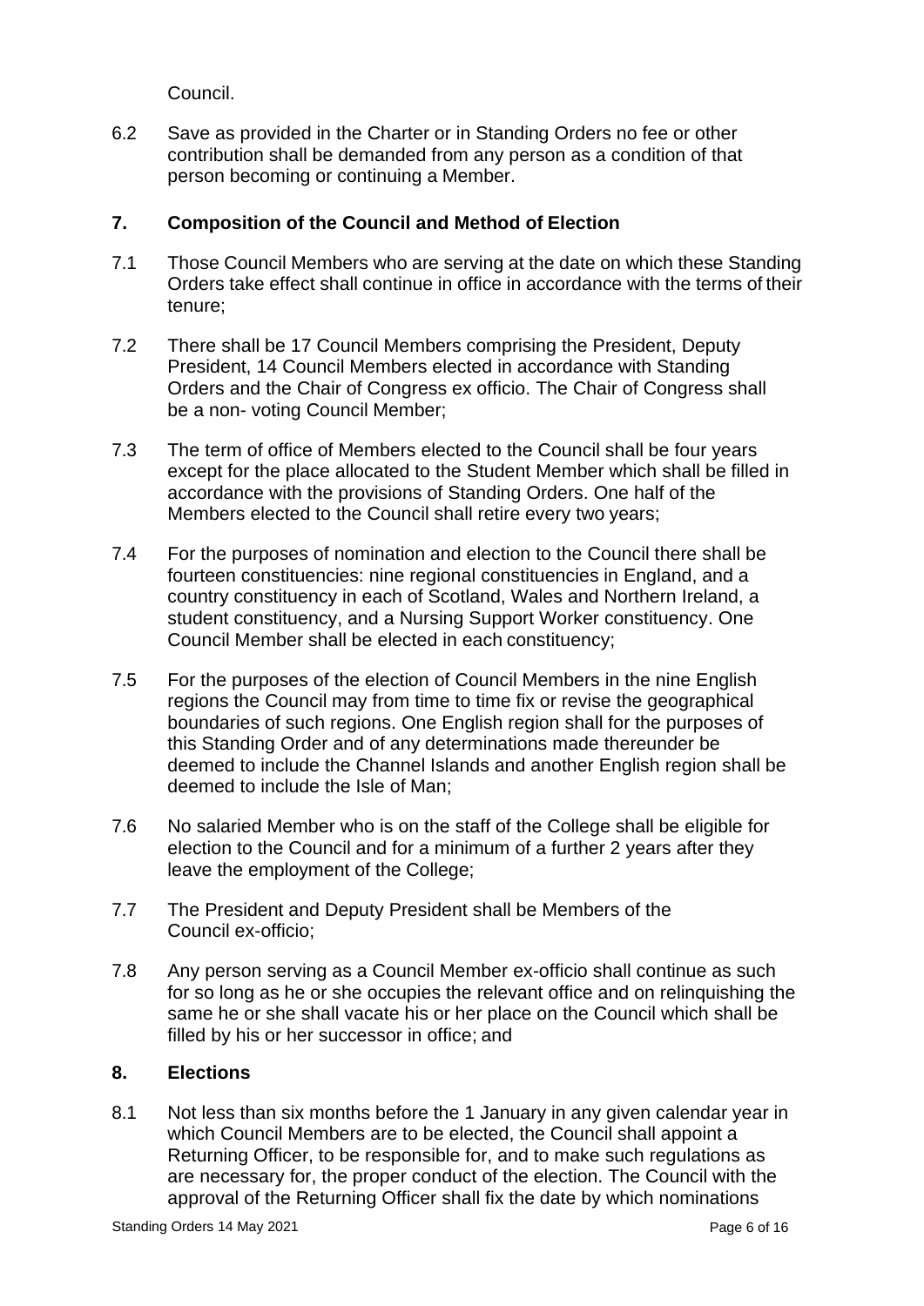Council.

6.2 Save as provided in the Charter or in Standing Orders no fee or other contribution shall be demanded from any person as a condition of that person becoming or continuing a Member.

## 7. Composition of the Council and Method of Election

7.1 Those Council Members who are serving at the date on which these Standing Orders take effect shall continue in office in accordance with the terms of their tenure;

7.2 There shall be 17 Council Members comprising the President, Deputy President, 14 Council Members elected in accordance with Standing Orders and the Chair of Congress ex officio. The Chair of Congress shall be a non- voting Council Member;

7.3 The term of office of Members elected to the Council shall be four years except for the place allocated to the Student Member which shall be filled in accordance with the provisions of Standing Orders. One half of the Members elected to the Council shall retire every two years;

7.4 For the purposes of nomination and election to the Council there shall be fourteen constituencies: nine regional constituencies in England, and a country constituency in each of Scotland, Wales and Northern Ireland, a student constituency, and a Nursing Support Worker constituency. One Council Member shall be elected in each constituency;

7.5 For the purposes of the election of Council Members in the nine English regions the Council may from time to time fix or revise the geographical boundaries of such regions. One English region shall for the purposes of this Standing Order and of any determinations made thereunder be deemed to include the Channel Islands and another English region shall be deemed to include the Isle of Man;

7.6 No salaried Member who is on the staff of the College shall be eligible for election to the Council and for a minimum of a further 2 years after they leave the employment of the College;

7.7 The President and Deputy President shall be Members of the Council ex-officio;

7.8 Any person serving as a Council Member ex-officio shall continue as such for so long as he or she occupies the relevant office and on relinquishing the same he or she shall vacate his or her place on the Council which shall be filled by his or her successor in office; and

## 8. Elections

8.1 Not less than six months before the 1 January in any given calendar year in which Council Members are to be elected, the Council shall appoint a Returning Officer, to be responsible for, and to make such regulations as are necessary for, the proper conduct of the election. The Council with the approval of the Returning Officer shall fix the date by which nominations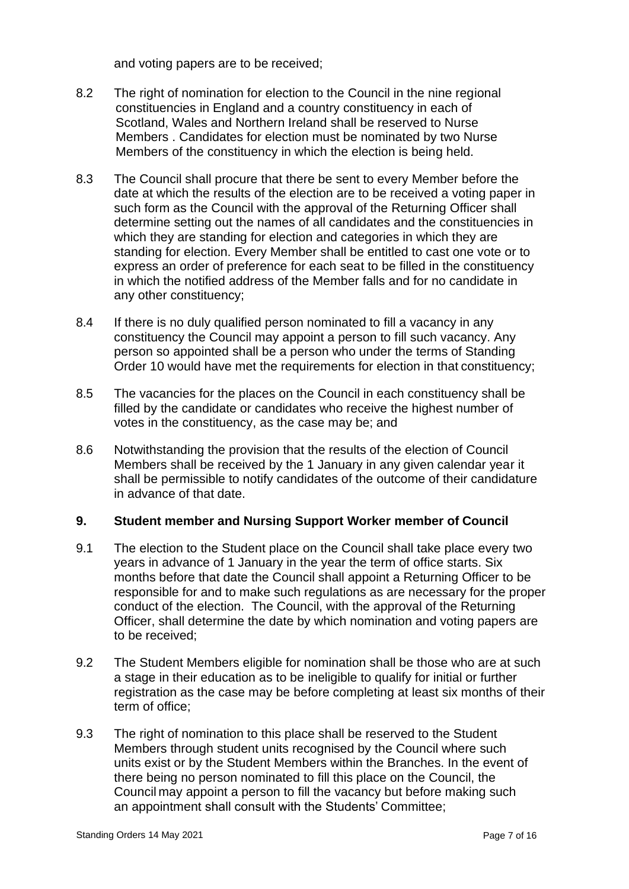and voting papers are to be received;

8.2 The right of nomination for election to the Council in the nine regional constituencies in England and a country constituency in each of Scotland, Wales and Northern Ireland shall be reserved to Nurse Members . Candidates for election must be nominated by two Nurse Members of the constituency in which the election is being held.

8.3 The Council shall procure that there be sent to every Member before the date at which the results of the election are to be received a voting paper in such form as the Council with the approval of the Returning Officer shall determine setting out the names of all candidates and the constituencies in which they are standing for election and categories in which they are standing for election. Every Member shall be entitled to cast one vote or to express an order of preference for each seat to be filled in the constituency in which the notified address of the Member falls and for no candidate in any other constituency;

8.4 If there is no duly qualified person nominated to fill a vacancy in any constituency the Council may appoint a person to fill such vacancy. Any person so appointed shall be a person who under the terms of Standing Order 10 would have met the requirements for election in that constituency;

8.5 The vacancies for the places on the Council in each constituency shall be filled by the candidate or candidates who receive the highest number of votes in the constituency, as the case may be; and

8.6 Notwithstanding the provision that the results of the election of Council Members shall be received by the 1 January in any given calendar year it shall be permissible to notify candidates of the outcome of their candidature in advance of that date.

## 9. Student member and Nursing Support Worker member of Council

9.1 The election to the Student place on the Council shall take place every two years in advance of 1 January in the year the term of office starts. Six months before that date the Council shall appoint a Returning Officer to be responsible for and to make such regulations as are necessary for the proper conduct of the election. The Council, with the approval of the Returning Officer, shall determine the date by which nomination and voting papers are to be received;

9.2 The Student Members eligible for nomination shall be those who are at such a stage in their education as to be ineligible to qualify for initial or further registration as the case may be before completing at least six months of their term of office;

9.3 The right of nomination to this place shall be reserved to the Student Members through student units recognised by the Council where such units exist or by the Student Members within the Branches. In the event of there being no person nominated to fill this place on the Council, the Council may appoint a person to fill the vacancy but before making such an appointment shall consult with the Students' Committee;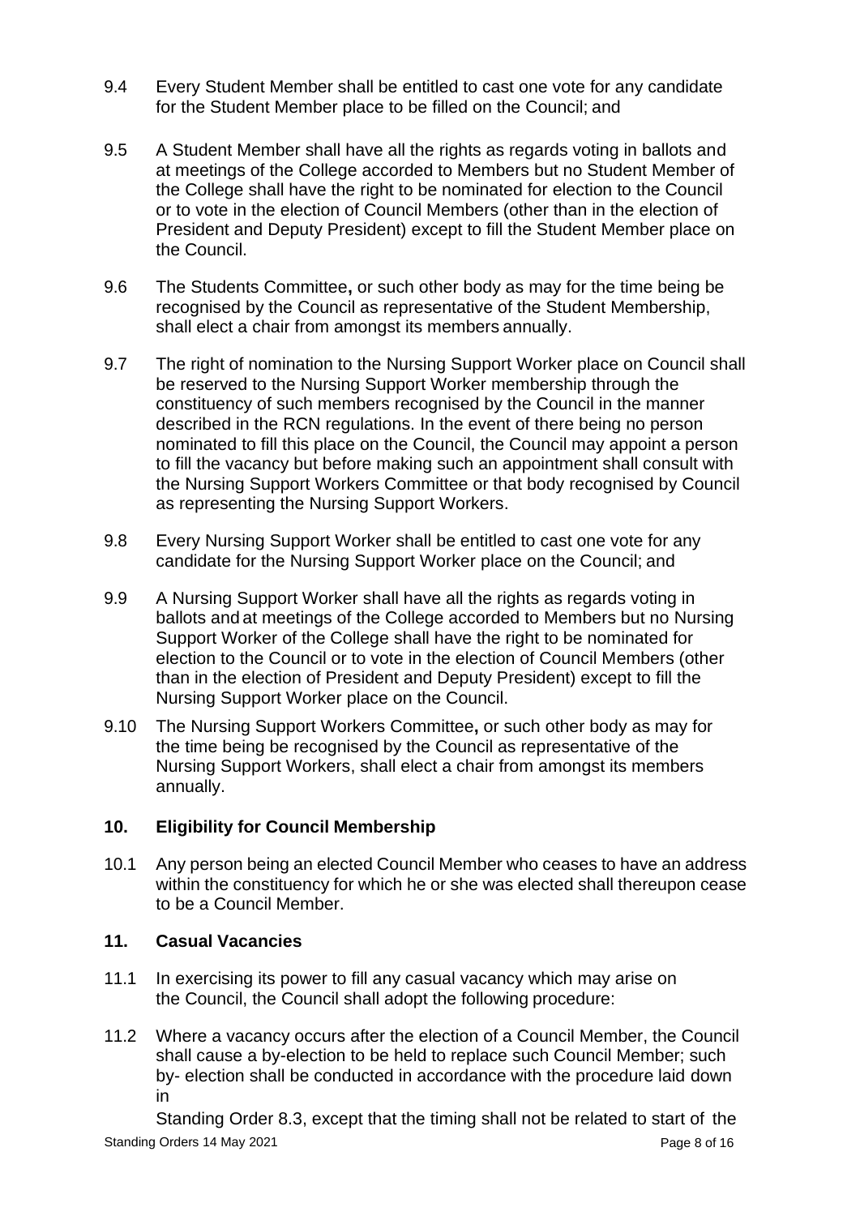9.4 Every Student Member shall be entitled to cast one vote for any candidate for the Student Member place to be filled on the Council; and

9.5 A Student Member shall have all the rights as regards voting in ballots and at meetings of the College accorded to Members but no Student Member of the College shall have the right to be nominated for election to the Council or to vote in the election of Council Members (other than in the election of President and Deputy President) except to fill the Student Member place on the Council.

9.6 The Students Committee**,** or such other body as may for the time being be recognised by the Council as representative of the Student Membership, shall elect a chair from amongst its members annually.

9.7 The right of nomination to the Nursing Support Worker place on Council shall be reserved to the Nursing Support Worker membership through the constituency of such members recognised by the Council in the manner described in the RCN regulations. In the event of there being no person nominated to fill this place on the Council, the Council may appoint a person to fill the vacancy but before making such an appointment shall consult with the Nursing Support Workers Committee or that body recognised by Council as representing the Nursing Support Workers.

9.8 Every Nursing Support Worker shall be entitled to cast one vote for any candidate for the Nursing Support Worker place on the Council; and

9.9 A Nursing Support Worker shall have all the rights as regards voting in ballots and at meetings of the College accorded to Members but no Nursing Support Worker of the College shall have the right to be nominated for election to the Council or to vote in the election of Council Members (other than in the election of President and Deputy President) except to fill the Nursing Support Worker place on the Council.

9.10 The Nursing Support Workers Committee**,** or such other body as may for the time being be recognised by the Council as representative of the Nursing Support Workers, shall elect a chair from amongst its members annually.

## 10. Eligibility for Council Membership

10.1 Any person being an elected Council Member who ceases to have an address within the constituency for which he or she was elected shall thereupon cease to be a Council Member.

## 11. Casual Vacancies

11.1 In exercising its power to fill any casual vacancy which may arise on the Council, the Council shall adopt the following procedure:

11.2 Where a vacancy occurs after the election of a Council Member, the Council shall cause a by-election to be held to replace such Council Member; such by- election shall be conducted in accordance with the procedure laid down in

Standing Order 8.3, except that the timing shall not be related to start of the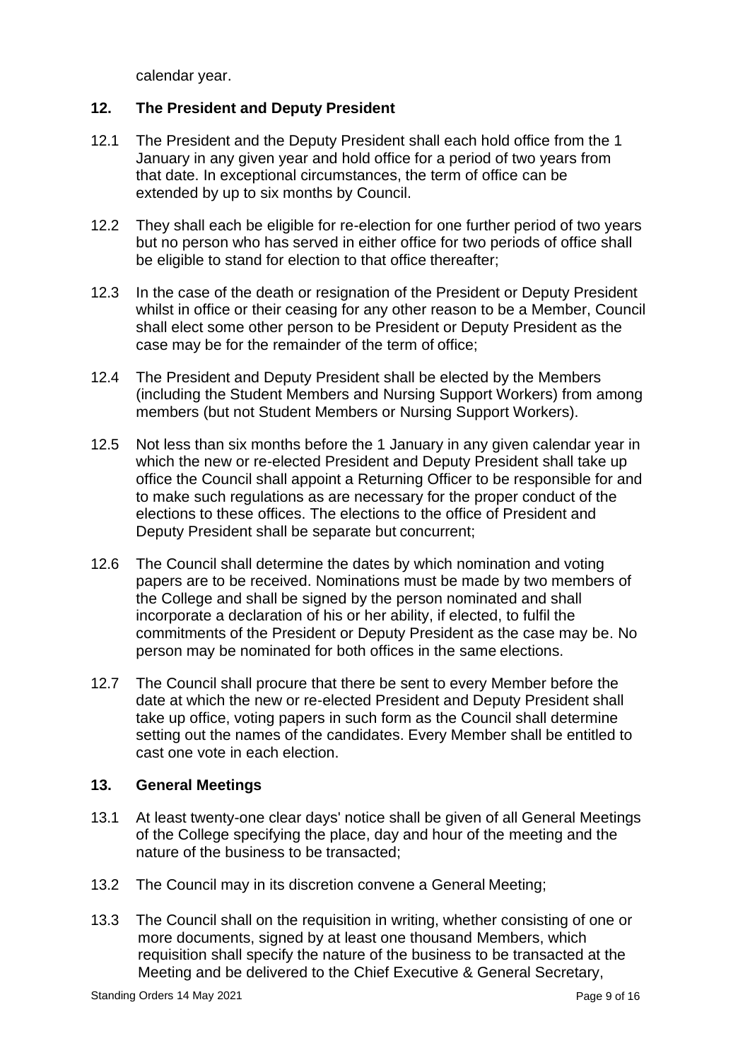calendar year.

## 12. The President and Deputy President

12.1 The President and the Deputy President shall each hold office from the 1 January in any given year and hold office for a period of two years from that date. In exceptional circumstances, the term of office can be extended by up to six months by Council.

12.2 They shall each be eligible for re-election for one further period of two years but no person who has served in either office for two periods of office shall be eligible to stand for election to that office thereafter;

12.3 In the case of the death or resignation of the President or Deputy President whilst in office or their ceasing for any other reason to be a Member, Council shall elect some other person to be President or Deputy President as the case may be for the remainder of the term of office;

12.4 The President and Deputy President shall be elected by the Members (including the Student Members and Nursing Support Workers) from among members (but not Student Members or Nursing Support Workers).

12.5 Not less than six months before the 1 January in any given calendar year in which the new or re-elected President and Deputy President shall take up office the Council shall appoint a Returning Officer to be responsible for and to make such regulations as are necessary for the proper conduct of the elections to these offices. The elections to the office of President and Deputy President shall be separate but concurrent;

12.6 The Council shall determine the dates by which nomination and voting papers are to be received. Nominations must be made by two members of the College and shall be signed by the person nominated and shall incorporate a declaration of his or her ability, if elected, to fulfil the commitments of the President or Deputy President as the case may be. No person may be nominated for both offices in the same elections.

12.7 The Council shall procure that there be sent to every Member before the date at which the new or re-elected President and Deputy President shall take up office, voting papers in such form as the Council shall determine setting out the names of the candidates. Every Member shall be entitled to cast one vote in each election.

## 13. General Meetings

13.1 At least twenty-one clear days' notice shall be given of all General Meetings of the College specifying the place, day and hour of the meeting and the nature of the business to be transacted;

13.2 The Council may in its discretion convene a General Meeting;

13.3 The Council shall on the requisition in writing, whether consisting of one or more documents, signed by at least one thousand Members, which requisition shall specify the nature of the business to be transacted at the Meeting and be delivered to the Chief Executive & General Secretary,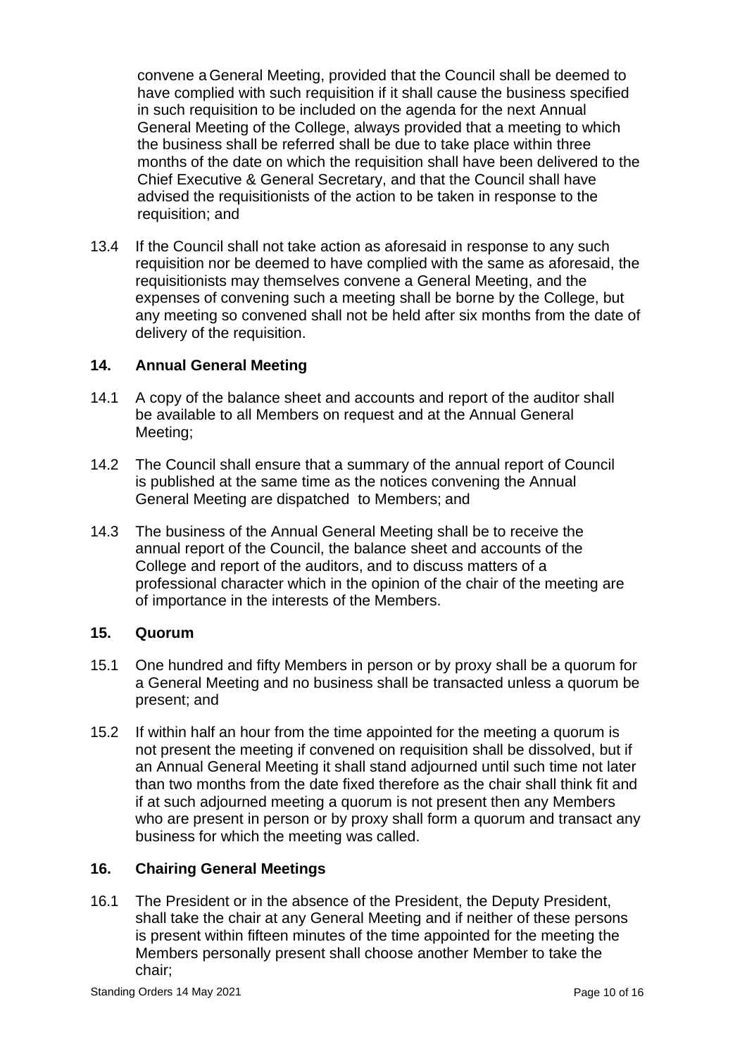convene a General Meeting, provided that the Council shall be deemed to have complied with such requisition if it shall cause the business specified in such requisition to be included on the agenda for the next Annual General Meeting of the College, always provided that a meeting to which the business shall be referred shall be due to take place within three months of the date on which the requisition shall have been delivered to the Chief Executive & General Secretary, and that the Council shall have advised the requisitionists of the action to be taken in response to the requisition; and

13.4 If the Council shall not take action as aforesaid in response to any such requisition nor be deemed to have complied with the same as aforesaid, the requisitionists may themselves convene a General Meeting, and the expenses of convening such a meeting shall be borne by the College, but any meeting so convened shall not be held after six months from the date of delivery of the requisition.

## 14. Annual General Meeting

14.1 A copy of the balance sheet and accounts and report of the auditor shall be available to all Members on request and at the Annual General Meeting;

14.2 The Council shall ensure that a summary of the annual report of Council is published at the same time as the notices convening the Annual General Meeting are dispatched to Members; and

14.3 The business of the Annual General Meeting shall be to receive the annual report of the Council, the balance sheet and accounts of the College and report of the auditors, and to discuss matters of a professional character which in the opinion of the chair of the meeting are of importance in the interests of the Members.

## 15. Quorum

15.1 One hundred and fifty Members in person or by proxy shall be a quorum for a General Meeting and no business shall be transacted unless a quorum be present; and

15.2 If within half an hour from the time appointed for the meeting a quorum is not present the meeting if convened on requisition shall be dissolved, but if an Annual General Meeting it shall stand adjourned until such time not later than two months from the date fixed therefore as the chair shall think fit and if at such adjourned meeting a quorum is not present then any Members who are present in person or by proxy shall form a quorum and transact any business for which the meeting was called.

## 16. Chairing General Meetings

16.1 The President or in the absence of the President, the Deputy President, shall take the chair at any General Meeting and if neither of these persons is present within fifteen minutes of the time appointed for the meeting the Members personally present shall choose another Member to take the chair;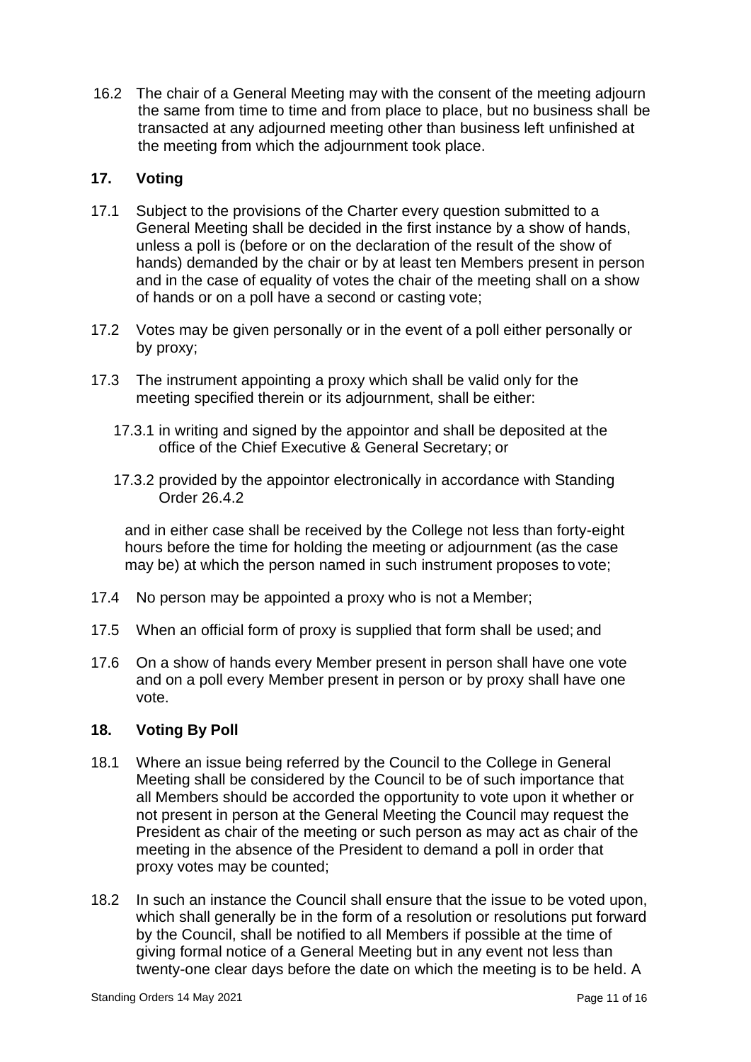16.2 The chair of a General Meeting may with the consent of the meeting adjourn the same from time to time and from place to place, but no business shall be transacted at any adjourned meeting other than business left unfinished at the meeting from which the adjournment took place.

## 17. Voting

17.1 Subject to the provisions of the Charter every question submitted to a General Meeting shall be decided in the first instance by a show of hands, unless a poll is (before or on the declaration of the result of the show of hands) demanded by the chair or by at least ten Members present in person and in the case of equality of votes the chair of the meeting shall on a show of hands or on a poll have a second or casting vote;

17.2 Votes may be given personally or in the event of a poll either personally or by proxy;

17.3 The instrument appointing a proxy which shall be valid only for the meeting specified therein or its adjournment, shall be either:

17.3.1 in writing and signed by the appointor and shall be deposited at the office of the Chief Executive & General Secretary; or

17.3.2 provided by the appointor electronically in accordance with Standing Order 26.4.2

and in either case shall be received by the College not less than forty-eight hours before the time for holding the meeting or adjournment (as the case may be) at which the person named in such instrument proposes to vote;

17.4 No person may be appointed a proxy who is not a Member;

17.5 When an official form of proxy is supplied that form shall be used; and

17.6 On a show of hands every Member present in person shall have one vote and on a poll every Member present in person or by proxy shall have one vote.

## 18. Voting By Poll

18.1 Where an issue being referred by the Council to the College in General Meeting shall be considered by the Council to be of such importance that all Members should be accorded the opportunity to vote upon it whether or not present in person at the General Meeting the Council may request the President as chair of the meeting or such person as may act as chair of the meeting in the absence of the President to demand a poll in order that proxy votes may be counted;

18.2 In such an instance the Council shall ensure that the issue to be voted upon, which shall generally be in the form of a resolution or resolutions put forward by the Council, shall be notified to all Members if possible at the time of giving formal notice of a General Meeting but in any event not less than twenty-one clear days before the date on which the meeting is to be held. A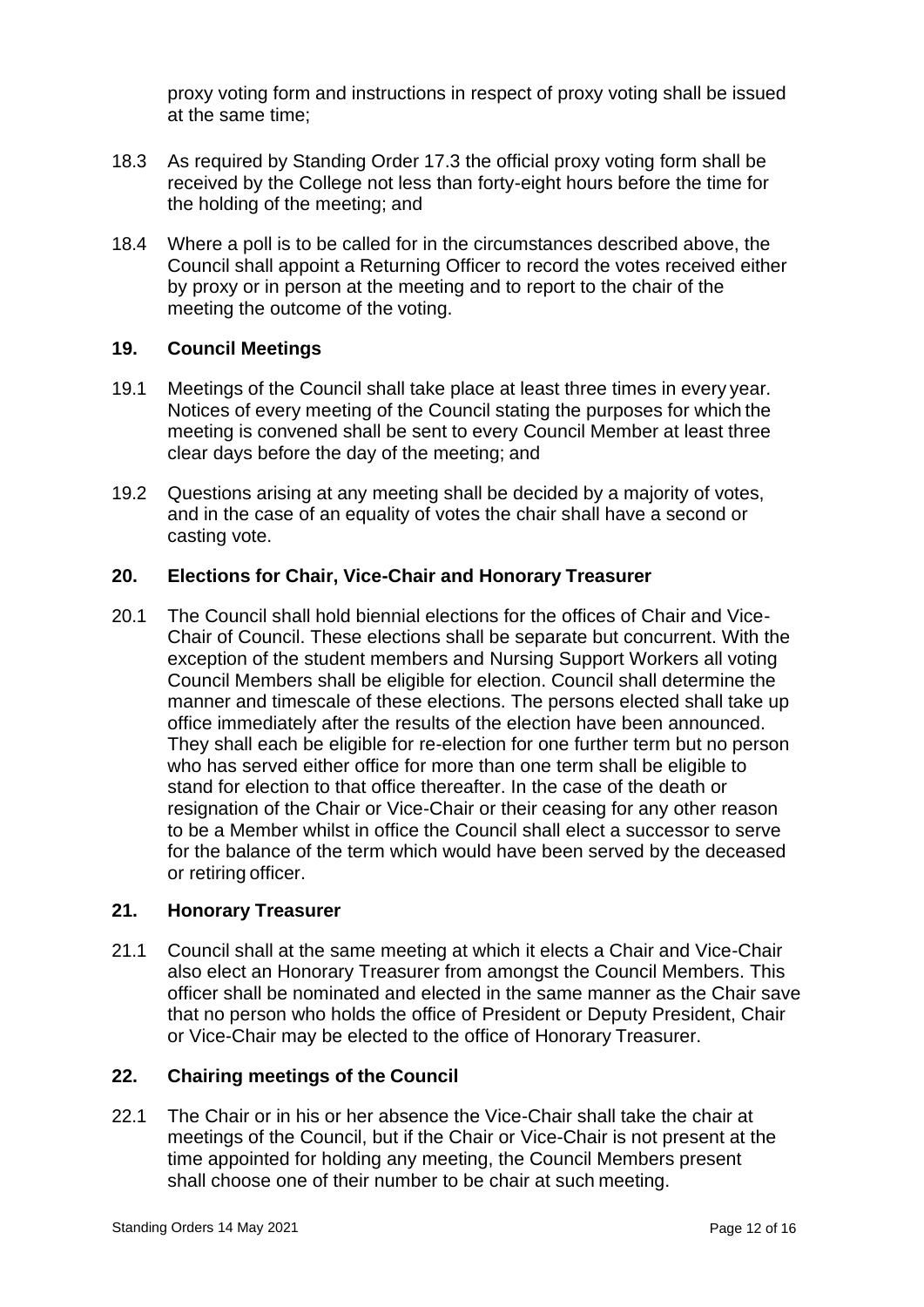proxy voting form and instructions in respect of proxy voting shall be issued at the same time;

18.3 As required by Standing Order 17.3 the official proxy voting form shall be received by the College not less than forty-eight hours before the time for the holding of the meeting; and

18.4 Where a poll is to be called for in the circumstances described above, the Council shall appoint a Returning Officer to record the votes received either by proxy or in person at the meeting and to report to the chair of the meeting the outcome of the voting.

## 19. Council Meetings

19.1 Meetings of the Council shall take place at least three times in every year. Notices of every meeting of the Council stating the purposes for which the meeting is convened shall be sent to every Council Member at least three clear days before the day of the meeting; and

19.2 Questions arising at any meeting shall be decided by a majority of votes, and in the case of an equality of votes the chair shall have a second or casting vote.

## 20. Elections for Chair, Vice-Chair and Honorary Treasurer

20.1 The Council shall hold biennial elections for the offices of Chair and Vice-Chair of Council. These elections shall be separate but concurrent. With the exception of the student members and Nursing Support Workers all voting Council Members shall be eligible for election. Council shall determine the manner and timescale of these elections. The persons elected shall take up office immediately after the results of the election have been announced. They shall each be eligible for re-election for one further term but no person who has served either office for more than one term shall be eligible to stand for election to that office thereafter. In the case of the death or resignation of the Chair or Vice-Chair or their ceasing for any other reason to be a Member whilst in office the Council shall elect a successor to serve for the balance of the term which would have been served by the deceased or retiring officer.

## 21. Honorary Treasurer

21.1 Council shall at the same meeting at which it elects a Chair and Vice-Chair also elect an Honorary Treasurer from amongst the Council Members. This officer shall be nominated and elected in the same manner as the Chair save that no person who holds the office of President or Deputy President, Chair or Vice-Chair may be elected to the office of Honorary Treasurer.

## 22. Chairing meetings of the Council

22.1 The Chair or in his or her absence the Vice-Chair shall take the chair at meetings of the Council, but if the Chair or Vice-Chair is not present at the time appointed for holding any meeting, the Council Members present shall choose one of their number to be chair at such meeting.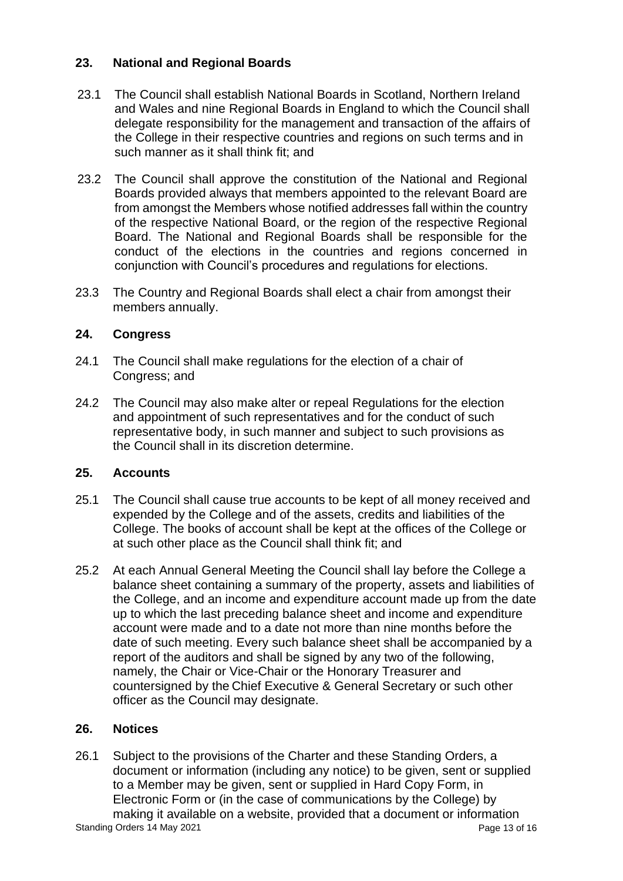## 23. National and Regional Boards

23.1 The Council shall establish National Boards in Scotland, Northern Ireland and Wales and nine Regional Boards in England to which the Council shall delegate responsibility for the management and transaction of the affairs of the College in their respective countries and regions on such terms and in such manner as it shall think fit; and

23.2 The Council shall approve the constitution of the National and Regional Boards provided always that members appointed to the relevant Board are from amongst the Members whose notified addresses fall within the country of the respective National Board, or the region of the respective Regional Board. The National and Regional Boards shall be responsible for the conduct of the elections in the countries and regions concerned in conjunction with Council's procedures and regulations for elections.

23.3 The Country and Regional Boards shall elect a chair from amongst their members annually.

## 24. Congress

24.1 The Council shall make regulations for the election of a chair of Congress; and

24.2 The Council may also make alter or repeal Regulations for the election and appointment of such representatives and for the conduct of such representative body, in such manner and subject to such provisions as the Council shall in its discretion determine.

## 25. Accounts

25.1 The Council shall cause true accounts to be kept of all money received and expended by the College and of the assets, credits and liabilities of the College. The books of account shall be kept at the offices of the College or at such other place as the Council shall think fit; and

25.2 At each Annual General Meeting the Council shall lay before the College a balance sheet containing a summary of the property, assets and liabilities of the College, and an income and expenditure account made up from the date up to which the last preceding balance sheet and income and expenditure account were made and to a date not more than nine months before the date of such meeting. Every such balance sheet shall be accompanied by a report of the auditors and shall be signed by any two of the following, namely, the Chair or Vice-Chair or the Honorary Treasurer and countersigned by the Chief Executive & General Secretary or such other officer as the Council may designate.

## 26. Notices

26.1 Subject to the provisions of the Charter and these Standing Orders, a document or information (including any notice) to be given, sent or supplied to a Member may be given, sent or supplied in Hard Copy Form, in Electronic Form or (in the case of communications by the College) by making it available on a website, provided that a document or information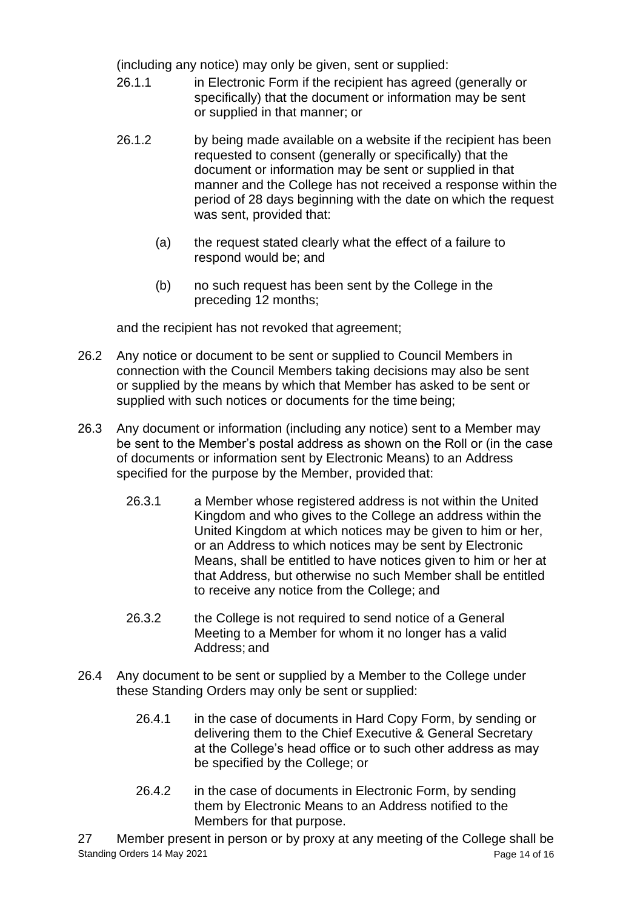(including any notice) may only be given, sent or supplied:

26.1.1 in Electronic Form if the recipient has agreed (generally or specifically) that the document or information may be sent or supplied in that manner; or

26.1.2 by being made available on a website if the recipient has been requested to consent (generally or specifically) that the document or information may be sent or supplied in that manner and the College has not received a response within the period of 28 days beginning with the date on which the request was sent, provided that:

(a) the request stated clearly what the effect of a failure to respond would be; and

(b) no such request has been sent by the College in the preceding 12 months;

and the recipient has not revoked that agreement;

26.2 Any notice or document to be sent or supplied to Council Members in connection with the Council Members taking decisions may also be sent or supplied by the means by which that Member has asked to be sent or supplied with such notices or documents for the time being;

26.3 Any document or information (including any notice) sent to a Member may be sent to the Member's postal address as shown on the Roll or (in the case of documents or information sent by Electronic Means) to an Address specified for the purpose by the Member, provided that:

26.3.1 a Member whose registered address is not within the United Kingdom and who gives to the College an address within the United Kingdom at which notices may be given to him or her, or an Address to which notices may be sent by Electronic Means, shall be entitled to have notices given to him or her at that Address, but otherwise no such Member shall be entitled to receive any notice from the College; and

26.3.2 the College is not required to send notice of a General Meeting to a Member for whom it no longer has a valid Address; and

26.4 Any document to be sent or supplied by a Member to the College under these Standing Orders may only be sent or supplied:

26.4.1 in the case of documents in Hard Copy Form, by sending or delivering them to the Chief Executive & General Secretary at the College's head office or to such other address as may be specified by the College; or

26.4.2 in the case of documents in Electronic Form, by sending them by Electronic Means to an Address notified to the Members for that purpose.

27 Member present in person or by proxy at any meeting of the College shall be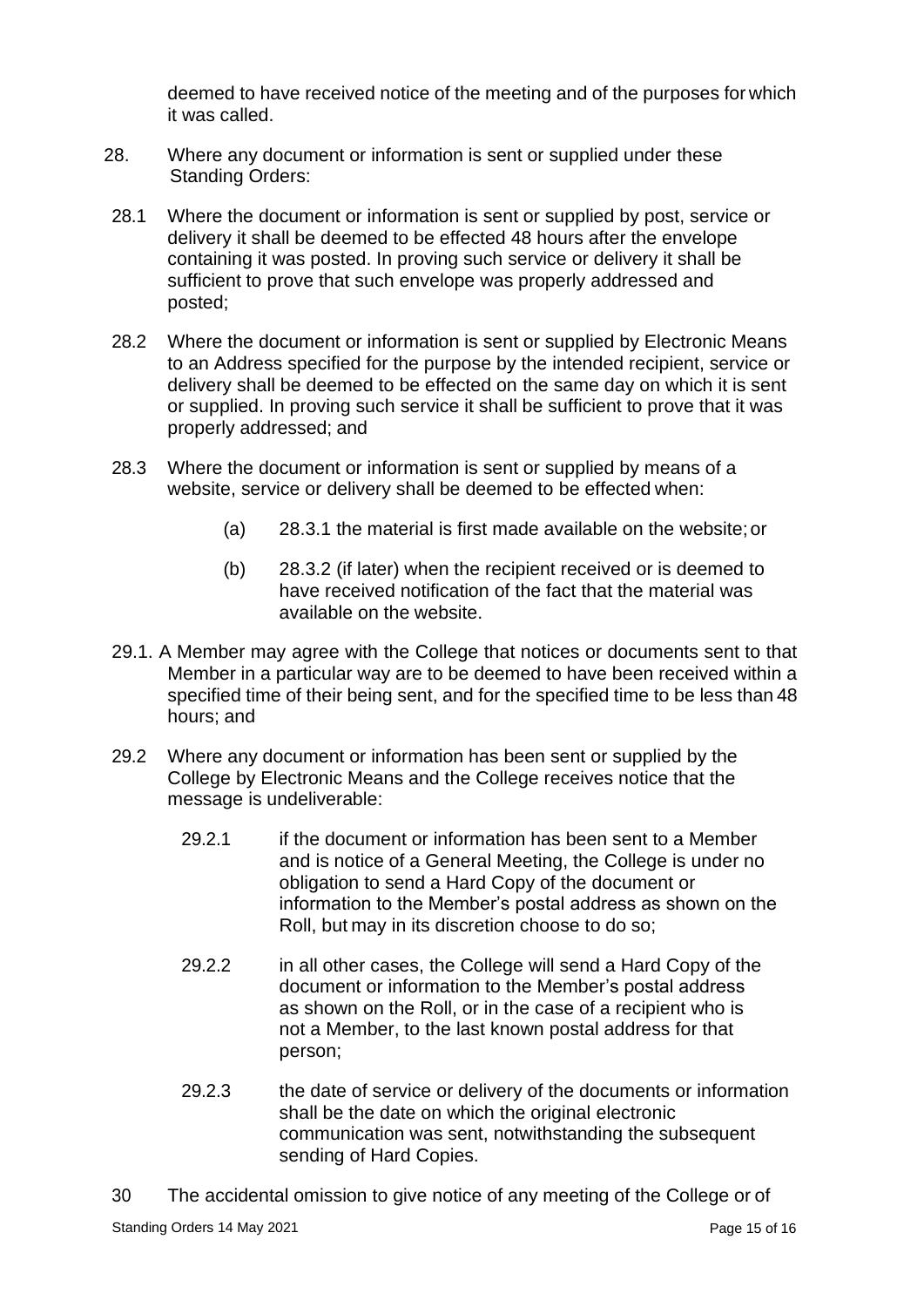deemed to have received notice of the meeting and of the purposes for which it was called.

28. Where any document or information is sent or supplied under these Standing Orders:

28.1 Where the document or information is sent or supplied by post, service or delivery it shall be deemed to be effected 48 hours after the envelope containing it was posted. In proving such service or delivery it shall be sufficient to prove that such envelope was properly addressed and posted;

28.2 Where the document or information is sent or supplied by Electronic Means to an Address specified for the purpose by the intended recipient, service or delivery shall be deemed to be effected on the same day on which it is sent or supplied. In proving such service it shall be sufficient to prove that it was properly addressed; and

28.3 Where the document or information is sent or supplied by means of a website, service or delivery shall be deemed to be effected when:

(a) 28.3.1 the material is first made available on the website; or

(b) 28.3.2 (if later) when the recipient received or is deemed to have received notification of the fact that the material was available on the website.

29.1. A Member may agree with the College that notices or documents sent to that Member in a particular way are to be deemed to have been received within a specified time of their being sent, and for the specified time to be less than 48 hours; and

29.2 Where any document or information has been sent or supplied by the College by Electronic Means and the College receives notice that the message is undeliverable:

29.2.1 if the document or information has been sent to a Member and is notice of a General Meeting, the College is under no obligation to send a Hard Copy of the document or information to the Member's postal address as shown on the Roll, but may in its discretion choose to do so;

29.2.2 in all other cases, the College will send a Hard Copy of the document or information to the Member's postal address as shown on the Roll, or in the case of a recipient who is not a Member, to the last known postal address for that person;

29.2.3 the date of service or delivery of the documents or information shall be the date on which the original electronic communication was sent, notwithstanding the subsequent sending of Hard Copies.

30 The accidental omission to give notice of any meeting of the College or of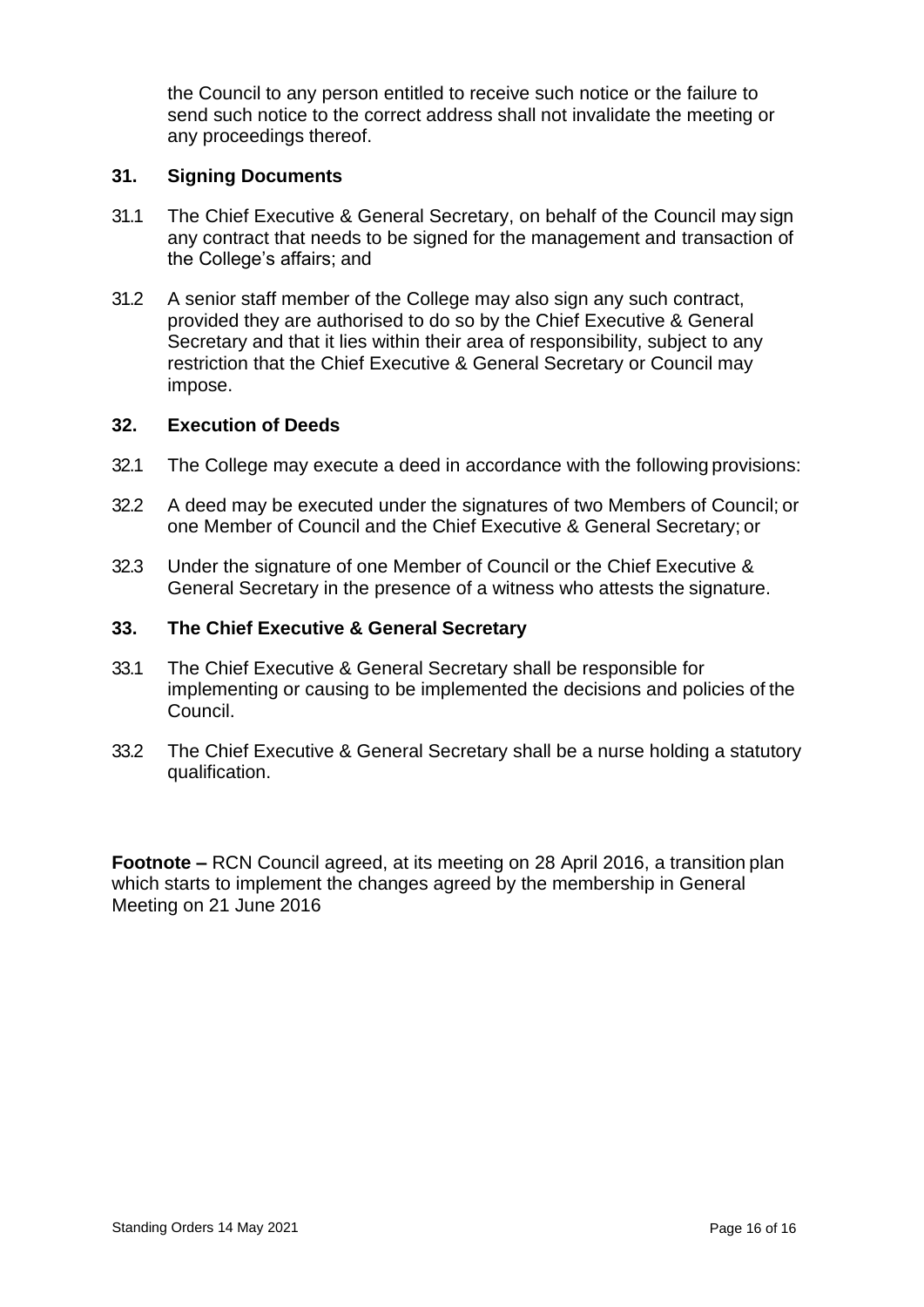the Council to any person entitled to receive such notice or the failure to send such notice to the correct address shall not invalidate the meeting or any proceedings thereof.

## 31. Signing Documents

31.1 The Chief Executive & General Secretary, on behalf of the Council may sign any contract that needs to be signed for the management and transaction of the College's affairs; and

31.2 A senior staff member of the College may also sign any such contract, provided they are authorised to do so by the Chief Executive & General Secretary and that it lies within their area of responsibility, subject to any restriction that the Chief Executive & General Secretary or Council may impose.

## 32. Execution of Deeds

32.1 The College may execute a deed in accordance with the following provisions:

32.2 A deed may be executed under the signatures of two Members of Council; or one Member of Council and the Chief Executive & General Secretary; or

32.3 Under the signature of one Member of Council or the Chief Executive & General Secretary in the presence of a witness who attests the signature.

## 33. The Chief Executive & General Secretary

33.1 The Chief Executive & General Secretary shall be responsible for implementing or causing to be implemented the decisions and policies of the Council.

33.2 The Chief Executive & General Secretary shall be a nurse holding a statutory qualification.

**Footnote –** RCN Council agreed, at its meeting on 28 April 2016, a transition plan which starts to implement the changes agreed by the membership in General Meeting on 21 June 2016